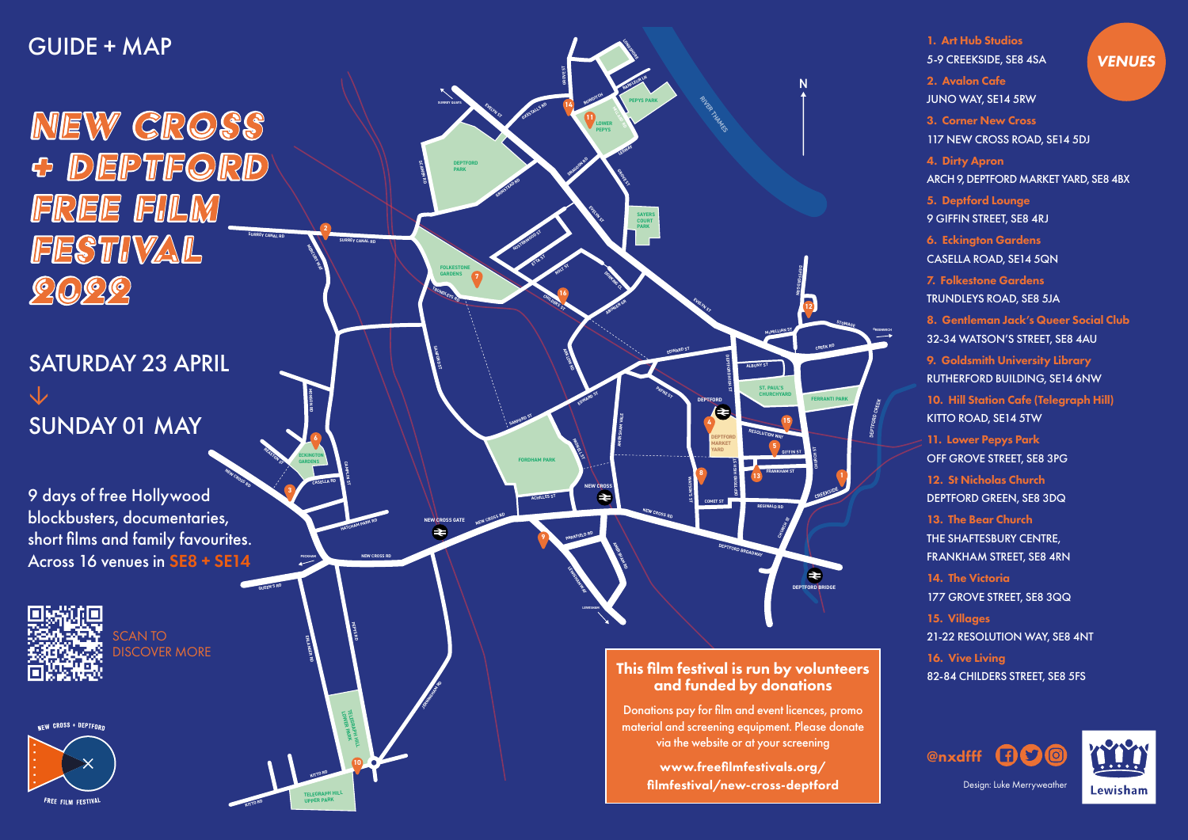GUIDE + MAP

# NEW CROSS + DEPTFORD FREE FILM FESTIVAL 2022

## SATURDAY 23 APRIL ↓ SUNDAY 01 MAY

9 days of free Hollywood blockbusters, documentaries, short films and family favourites. Across 16 venues in **SE8 + SE14**

SCAN TO DISCOVER MORE

## VENUES

1. **Art Hub Studios**
5-9 CREEKSIDE, SE8 4SA
2. **Avalon Cafe**
JUNO WAY, SE14 5RW
3. **Corner New Cross**
117 NEW CROSS ROAD, SE14 5DJ
4. **Dirty Apron**
ARCH 9, DEPTFORD MARKET YARD, SE8 4BX
5. **Deptford Lounge**
9 GIFFIN STREET, SE8 4RJ
6. **Eckington Gardens**
CASELLA ROAD, SE14 5QN
7. **Folkestone Gardens**
TRUNDLEYS ROAD, SE8 5JA
8. **Gentleman Jack's Queer Social Club**
32-34 WATSON'S STREET, SE8 4AU
9. **Goldsmith University Library**
RUTHERFORD BUILDING, SE14 6NW
10. **Hill Station Cafe (Telegraph Hill)**
KITTO ROAD, SE14 5TW
11. **Lower Pepys Park**
OFF GROVE STREET, SE8 3PG
12. **St Nicholas Church**
DEPTFORD GREEN, SE8 3DQ
13. **The Bear Church**
THE SHAFTESBURY CENTRE, FRANKHAM STREET, SE8 4RN
14. **The Victoria**
177 GROVE STREET, SE8 3QQ
15. **Villages**
21-22 RESOLUTION WAY, SE8 4NT
16. **Vive Living**
82-84 CHILDERS STREET, SE8 5FS

**This film festival is run by volunteers and funded by donations**

Donations pay for film and event licences, promo material and screening equipment. Please donate via the website or at your screening

**www.freefilmfestivals.org/filmfestival/new-cross-deptford**

@nxdfff

Design: Luke Merryweather

Lewisham

NEW CROSS + DEPTFORD FREE FILM FESTIVAL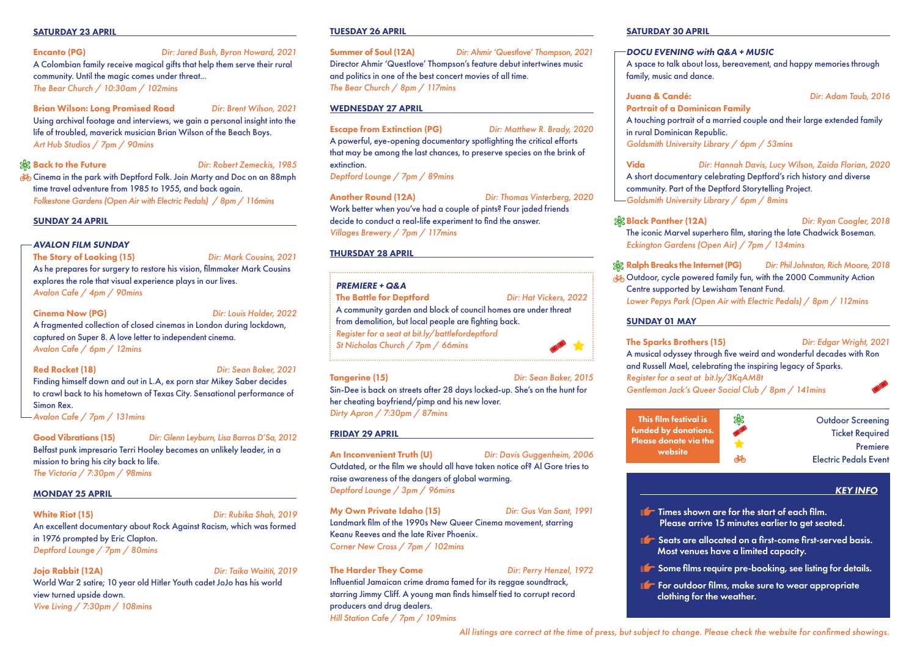## SATURDAY 23 APRIL

**Encanto (PG)** *Dir: Jared Bush, Byron Howard, 2021*
A Colombian family receive magical gifts that help them serve their rural community. Until the magic comes under threat...
*The Bear Church / 10:30am / 102mins*

**Brian Wilson: Long Promised Road** *Dir: Brent Wilson, 2021*
Using archival footage and interviews, we gain a personal insight into the life of troubled, maverick musician Brian Wilson of the Beach Boys.
*Art Hub Studios / 7pm / 90mins*

**Back to the Future** *Dir: Robert Zemeckis, 1985*
Cinema in the park with Deptford Folk. Join Marty and Doc on an 88mph time travel adventure from 1985 to 1955, and back again.
*Folkestone Gardens (Open Air with Electric Pedals) / 8pm / 116mins*

## SUNDAY 24 APRIL

***AVALON FILM SUNDAY***

**The Story of Looking (15)** *Dir: Mark Cousins, 2021*
As he prepares for surgery to restore his vision, filmmaker Mark Cousins explores the role that visual experience plays in our lives.
*Avalon Cafe / 4pm / 90mins*

**Cinema Now (PG)** *Dir: Louis Holder, 2022*
A fragmented collection of closed cinemas in London during lockdown, captured on Super 8. A love letter to independent cinema.
*Avalon Cafe / 6pm / 12mins*

**Red Rocket (18)** *Dir: Sean Baker, 2021*
Finding himself down and out in L.A, ex porn star Mikey Saber decides to crawl back to his hometown of Texas City. Sensational performance of Simon Rex.
*Avalon Cafe / 7pm / 131mins*

**Good Vibrations (15)** *Dir: Glenn Leyburn, Lisa Barros D'Sa, 2012*
Belfast punk impresario Terri Hooley becomes an unlikely leader, in a mission to bring his city back to life.
*The Victoria / 7:30pm / 98mins*

## MONDAY 25 APRIL

**White Riot (15)** *Dir: Rubika Shah, 2019*
An excellent documentary about Rock Against Racism, which was formed in 1976 prompted by Eric Clapton.
*Deptford Lounge / 7pm / 80mins*

**Jojo Rabbit (12A)** *Dir: Taika Waititi, 2019*
World War 2 satire; 10 year old Hitler Youth cadet JoJo has his world view turned upside down.
*Vive Living / 7:30pm / 108mins*

## TUESDAY 26 APRIL

**Summer of Soul (12A)** *Dir: Ahmir 'Questlove' Thompson, 2021*
Director Ahmir 'Questlove' Thompson's feature debut intertwines music and politics in one of the best concert movies of all time.
*The Bear Church / 8pm / 117mins*

## WEDNESDAY 27 APRIL

**Escape from Extinction (PG)** *Dir: Matthew R. Brady, 2020*
A powerful, eye-opening documentary spotlighting the critical efforts that may be among the last chances, to preserve species on the brink of extinction.
*Deptford Lounge / 7pm / 89mins*

**Another Round (12A)** *Dir: Thomas Vinterberg, 2020*
Work better when you've had a couple of pints? Four jaded friends decide to conduct a real-life experiment to find the answer.
*Villages Brewery / 7pm / 117mins*

## THURSDAY 28 APRIL

***PREMIERE + Q&A***

**The Battle for Deptford** *Dir: Hat Vickers, 2022*
A community garden and block of council homes are under threat from demolition, but local people are fighting back.
*Register for a seat at bit.ly/battlefordeptford*
*St Nicholas Church / 7pm / 66mins*

**Tangerine (15)** *Dir: Sean Baker, 2015*
Sin-Dee is back on streets after 28 days locked-up. She's on the hunt for her cheating boyfriend/pimp and his new lover.
*Dirty Apron / 7:30pm / 87mins*

## FRIDAY 29 APRIL

**An Inconvenient Truth (U)** *Dir: Davis Guggenheim, 2006*
Outdated, or the film we should all have taken notice of? Al Gore tries to raise awareness of the dangers of global warming.
*Deptford Lounge / 3pm / 96mins*

**My Own Private Idaho (15)** *Dir: Gus Van Sant, 1991*
Landmark film of the 1990s New Queer Cinema movement, starring Keanu Reeves and the late River Phoenix.
*Corner New Cross / 7pm / 102mins*

**The Harder They Come** *Dir: Perry Henzel, 1972*
Influential Jamaican crime drama famed for its reggae soundtrack, starring Jimmy Cliff. A young man finds himself tied to corrupt record producers and drug dealers.
*Hill Station Cafe / 7pm / 109mins*

## SATURDAY 30 APRIL

***DOCU EVENING with Q&A + MUSIC***
A space to talk about loss, bereavement, and happy memories through family, music and dance.

**Juana & Candé: Portrait of a Dominican Family** *Dir: Adam Taub, 2016*
A touching portrait of a married couple and their large extended family in rural Dominican Republic.
*Goldsmith University Library / 6pm / 53mins*

**Vida** *Dir: Hannah Davis, Lucy Wilson, Zaida Florian, 2020*
A short documentary celebrating Deptford's rich history and diverse community. Part of the Deptford Storytelling Project.
*Goldsmith University Library / 6pm / 8mins*

**Black Panther (12A)** *Dir: Ryan Coogler, 2018*
The iconic Marvel superhero film, staring the late Chadwick Boseman.
*Eckington Gardens (Open Air) / 7pm / 134mins*

**Ralph Breaks the Internet (PG)** *Dir: Phil Johnston, Rich Moore, 2018*
Outdoor, cycle powered family fun, with the 2000 Community Action Centre supported by Lewisham Tenant Fund.
*Lower Pepys Park (Open Air with Electric Pedals) / 8pm / 112mins*

## SUNDAY 01 MAY

**The Sparks Brothers (15)** *Dir: Edgar Wright, 2021*
A musical odyssey through five weird and wonderful decades with Ron and Russell Mael, celebrating the inspiring legacy of Sparks.
*Register for a seat at bit.ly/3KqAM8t*
*Gentleman Jack's Queer Social Club / 8pm / 141mins*

**This film festival is funded by donations. Please donate via the website**

Outdoor Screening
Ticket Required
Premiere
Electric Pedals Event

### *KEY INFO*

- **Times shown are for the start of each film. Please arrive 15 minutes earlier to get seated.**
- **Seats are allocated on a first-come first-served basis. Most venues have a limited capacity.**
- **Some films require pre-booking, see listing for details.**
- **For outdoor films, make sure to wear appropriate clothing for the weather.**

*All listings are correct at the time of press, but subject to change. Please check the website for confirmed showings.*